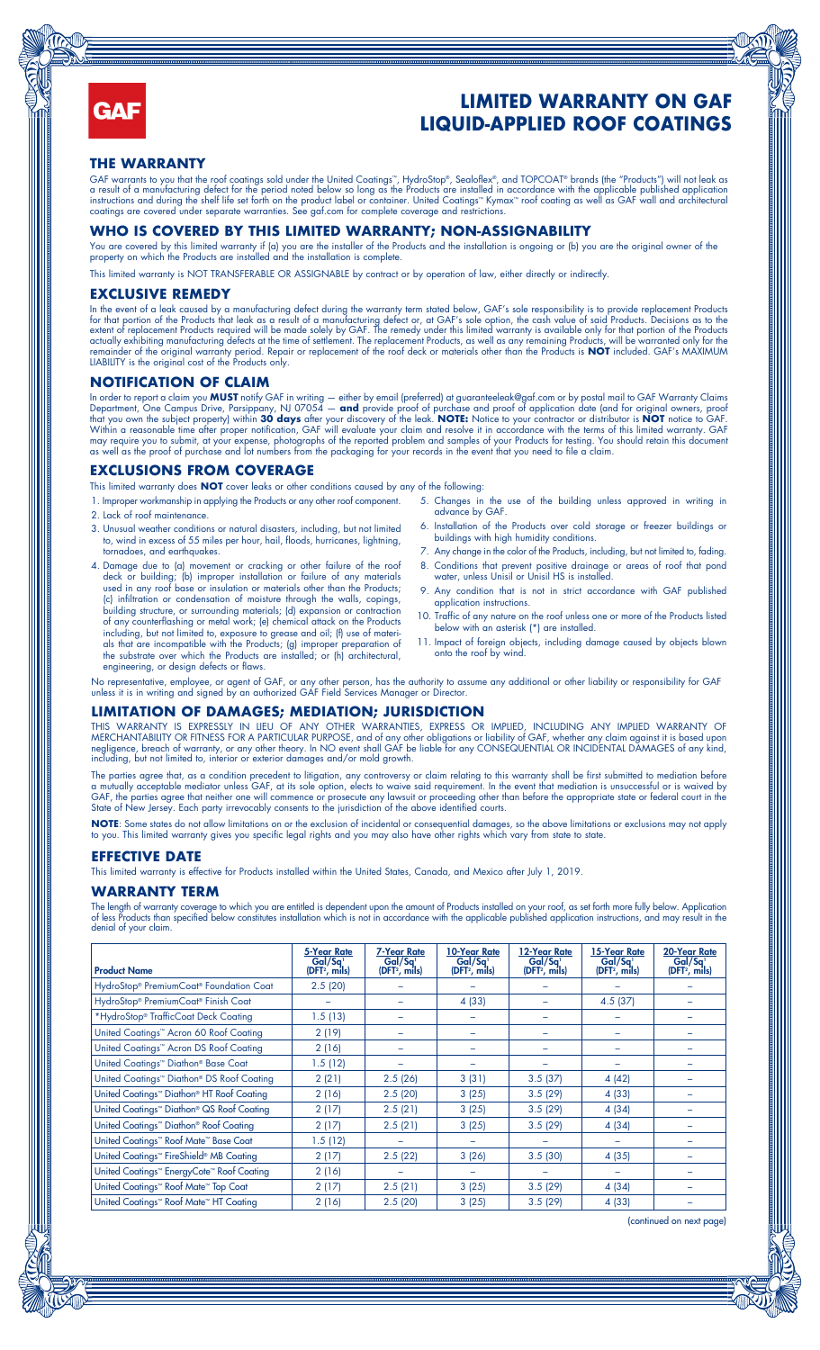# LIMITED WARRANTY ON GAF LIQUID-APPLIED ROOF COATINGS

## THE WARRANTY

GAF warrants to you that the roof coatings sold under the United Coatings™, HydroStop®, Sealoflex®, and TOPCOAT® brands (the "Products") will not leak as a result of a manufacturing defect for the period noted below so long as the Products are installed in accordance with the applicable published application instructions and during the shelf life set forth on the product label or container. United Coatings™ Kymax™ roof coating as well as GAF wall and architectural coatings are covered under separate warranties. See gaf.com for complete coverage and restrictions.

## WHO IS COVERED BY THIS LIMITED WARRANTY; NON-ASSIGNABILITY

You are covered by this limited warranty if (a) you are the installer of the Products and the installation is ongoing or (b) you are the original owner of the property on which the Products are installed and the installation is complete.

This limited warranty is NOT TRANSFERABLE OR ASSIGNABLE by contract or by operation of law, either directly or indirectly.

## EXCLUSIVE REMEDY

In the event of a leak caused by a manufacturing defect during the warranty term stated below, GAF's sole responsibility is to provide replacement Products for that portion of the Products that leak as a result of a manufacturing defect or, at GAF's sole option, the cash value of said Products. Decisions as to the extent of replacement Products required will be made solely by GAF. The remedy under this limited warranty is available only for that portion of the Products actually exhibiting manufacturing defects at the time of settlement. The replacement Products, as well as any remaining Products, will be warranted only for the remainder of the original warranty period. Repair or replacement of the roof deck or materials other than the Products is **NOT** included. GAF's MAXIMUM LIABILITY is the original cost of the Products only.

## NOTIFICATION OF CLAIM

In order to report a claim you **MUST** notify GAF in writing — either by email (preferred) at guaranteeleak@gaf.com or by postal mail to GAF Warranty Claims Department, One Campus Drive, Parsippany, NJ 07054 — **and** provide proof of purchase and proof of application date (and for original owners, proof that you own the subject property) within **30 days** after your discovery of the leak. **NOTE:** Notice to your contractor or distributor is **NOT** notice to GAF. Within a reasonable time after proper notification, GAF will evaluate your claim and resolve it in accordance with the terms of this limited warranty. GAF may require you to submit, at your expense, photographs of the reported problem and samples of your Products for testing. You should retain this document as well as the proof of purchase and lot numbers from the packaging for your records in the event that you need to file a claim.

## EXCLUSIONS FROM COVERAGE

This limited warranty does **NOT** cover leaks or other conditions caused by any of the following:

1. Improper workmanship in applying the Products or any other roof component.
2. Lack of roof maintenance.
3. Unusual weather conditions or natural disasters, including, but not limited to, wind in excess of 55 miles per hour, hail, floods, hurricanes, lightning, tornadoes, and earthquakes.
4. Damage due to (a) movement or cracking or other failure of the roof deck or building; (b) improper installation or failure of any materials used in any roof base or insulation or materials other than the Products; (c) infiltration or condensation of moisture through the walls, copings, building structure, or surrounding materials; (d) expansion or contraction of any counterflashing or metal work; (e) chemical attack on the Products including, but not limited to, exposure to grease and oil; (f) use of materials that are incompatible with the Products; (g) improper preparation of the substrate over which the Products are installed; or (h) architectural, engineering, or design defects or flaws.
5. Changes in the use of the building unless approved in writing in advance by GAF.
6. Installation of the Products over cold storage or freezer buildings or buildings with high humidity conditions.
7. Any change in the color of the Products, including, but not limited to, fading.
8. Conditions that prevent positive drainage or areas of roof that pond water, unless Unisil or Unisil HS is installed.
9. Any condition that is not in strict accordance with GAF published application instructions.
10. Traffic of any nature on the roof unless one or more of the Products listed below with an asterisk (*) are installed.
11. Impact of foreign objects, including damage caused by objects blown onto the roof by wind.

No representative, employee, or agent of GAF, or any other person, has the authority to assume any additional or other liability or responsibility for GAF unless it is in writing and signed by an authorized GAF Field Services Manager or Director.

## LIMITATION OF DAMAGES; MEDIATION; JURISDICTION

THIS WARRANTY IS EXPRESSLY IN LIEU OF ANY OTHER WARRANTIES, EXPRESS OR IMPLIED, INCLUDING ANY IMPLIED WARRANTY OF MERCHANTABILITY OR FITNESS FOR A PARTICULAR PURPOSE, and of any other obligations or liability of GAF, whether any claim against it is based upon negligence, breach of warranty, or any other theory. In NO event shall GAF be liable for any CONSEQUENTIAL OR INCIDENTAL DAMAGES of any kind, including, but not limited to, interior or exterior damages and/or mold growth.

The parties agree that, as a condition precedent to litigation, any controversy or claim relating to this warranty shall be first submitted to mediation before a mutually acceptable mediator unless GAF, at its sole option, elects to waive said requirement. In the event that mediation is unsuccessful or is waived by GAF, the parties agree that neither one will commence or prosecute any lawsuit or proceeding other than before the appropriate state or federal court in the State of New Jersey. Each party irrevocably consents to the jurisdiction of the above identified courts.

**NOTE**: Some states do not allow limitations on or the exclusion of incidental or consequential damages, so the above limitations or exclusions may not apply to you. This limited warranty gives you specific legal rights and you may also have other rights which vary from state to state.

## EFFECTIVE DATE

This limited warranty is effective for Products installed within the United States, Canada, and Mexico after July 1, 2019.

## WARRANTY TERM

The length of warranty coverage to which you are entitled is dependent upon the amount of Products installed on your roof, as set forth more fully below. Application of less Products than specified below constitutes installation which is not in accordance with the applicable published application instructions, and may result in the denial of your claim.

| Product Name | 5-Year Rate Gal/Sq[1] (DFT[2], mils) | 7-Year Rate Gal/Sq[1] (DFT[2], mils) | 10-Year Rate Gal/Sq[1] (DFT[2], mils) | 12-Year Rate Gal/Sq[1] (DFT[2], mils) | 15-Year Rate Gal/Sq[1] (DFT[2], mils) | 20-Year Rate Gal/Sq[1] (DFT[2], mils) |
|---|---|---|---|---|---|---|
| HydroStop® PremiumCoat® Foundation Coat | 2.5 (20) | – | – | – | – | – |
| HydroStop® PremiumCoat® Finish Coat | – | – | 4 (33) | – | 4.5 (37) | – |
| *HydroStop® TrafficCoat Deck Coating | 1.5 (13) | – | – | – | – | – |
| United Coatings™ Acron 60 Roof Coating | 2 (19) | – | – | – | – | – |
| United Coatings™ Acron DS Roof Coating | 2 (16) | – | – | – | – | – |
| United Coatings™ Diathon® Base Coat | 1.5 (12) | – | – | – | – | – |
| United Coatings™ Diathon® DS Roof Coating | 2 (21) | 2.5 (26) | 3 (31) | 3.5 (37) | 4 (42) | – |
| United Coatings™ Diathon® HT Roof Coating | 2 (16) | 2.5 (20) | 3 (25) | 3.5 (29) | 4 (33) | – |
| United Coatings™ Diathon® QS Roof Coating | 2 (17) | 2.5 (21) | 3 (25) | 3.5 (29) | 4 (34) | – |
| United Coatings™ Diathon® Roof Coating | 2 (17) | 2.5 (21) | 3 (25) | 3.5 (29) | 4 (34) | – |
| United Coatings™ Roof Mate™ Base Coat | 1.5 (12) | – | – | – | – | – |
| United Coatings™ FireShield® MB Coating | 2 (17) | 2.5 (22) | 3 (26) | 3.5 (30) | 4 (35) | – |
| United Coatings™ EnergyCote™ Roof Coating | 2 (16) | – | – | – | – | – |
| United Coatings™ Roof Mate™ Top Coat | 2 (17) | 2.5 (21) | 3 (25) | 3.5 (29) | 4 (34) | – |
| United Coatings™ Roof Mate™ HT Coating | 2 (16) | 2.5 (20) | 3 (25) | 3.5 (29) | 4 (33) | – |

(continued on next page)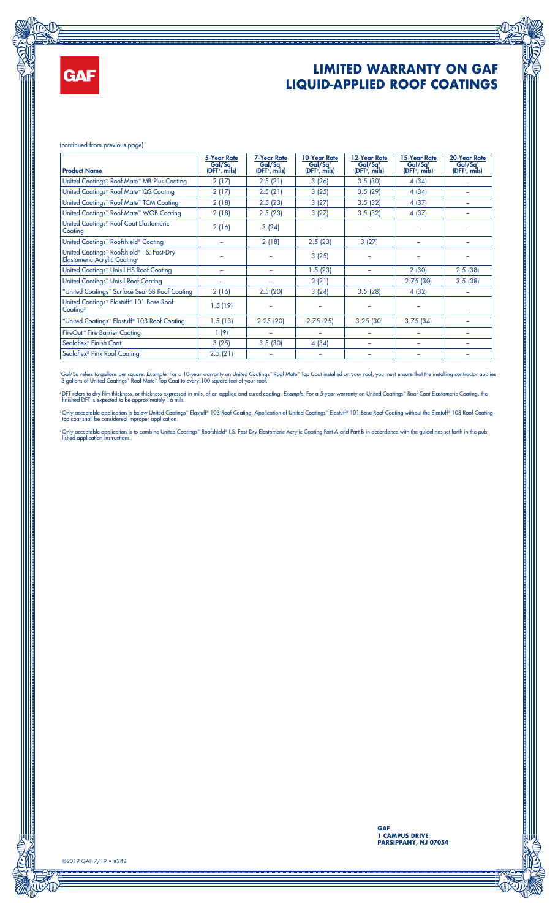# LIMITED WARRANTY ON GAF LIQUID-APPLIED ROOF COATINGS

(continued from previous page)

| Product Name | 5-Year Rate Gal/Sq[1] (DFT[2], mils) | 7-Year Rate Gal/Sq[1] (DFT[2], mils) | 10-Year Rate Gal/Sq[1] (DFT[2], mils) | 12-Year Rate Gal/Sq[1] (DFT[2], mils) | 15-Year Rate Gal/Sq[1] (DFT[2], mils) | 20-Year Rate Gal/Sq[1] (DFT[2], mils) |
|---|---|---|---|---|---|---|
| United Coatings™ Roof Mate™ MB Plus Coating | 2 (17) | 2.5 (21) | 3 (26) | 3.5 (30) | 4 (34) | – |
| United Coatings™ Roof Mate™ QS Coating | 2 (17) | 2.5 (21) | 3 (25) | 3.5 (29) | 4 (34) | – |
| United Coatings™ Roof Mate™ TCM Coating | 2 (18) | 2.5 (23) | 3 (27) | 3.5 (32) | 4 (37) | – |
| United Coatings™ Roof Mate™ WOB Coating | 2 (18) | 2.5 (23) | 3 (27) | 3.5 (32) | 4 (37) | – |
| United Coatings™ Roof Coat Elastomeric Coating | 2 (16) | 3 (24) | – | – | – | – |
| United Coatings™ Roofshield® Coating | – | 2 (18) | 2.5 (23) | 3 (27) | – | – |
| United Coatings™ Roofshield® I.S. Fast-Dry Elastomeric Acrylic Coating[4] | – | – | 3 (25) | – | – | – |
| United Coatings™ Unisil HS Roof Coating | – | – | 1.5 (23) | – | 2 (30) | 2.5 (38) |
| United Coatings™ Unisil Roof Coating | – | – | 2 (21) | – | 2.75 (30) | 3.5 (38) |
| *United Coatings™ Surface Seal SB Roof Coating | 2 (16) | 2.5 (20) | 3 (24) | 3.5 (28) | 4 (32) | – |
| United Coatings™ Elastuff® 101 Base Roof Coating[3] | 1.5 (19) | – | – | – | – | – |
| *United Coatings™ Elastuff® 103 Roof Coating | 1.5 (13) | 2.25 (20) | 2.75 (25) | 3.25 (30) | 3.75 (34) | – |
| FireOut™ Fire Barrier Coating | 1 (9) | – | – | – | – | – |
| Sealoflex® Finish Coat | 3 (25) | 3.5 (30) | 4 (34) | – | – | – |
| Sealoflex® Pink Roof Coating | 2.5 (21) | – | – | – | – | – |

[1]Gal/Sq refers to gallons per square. *Example*: For a 10-year warranty on United Coatings™ Roof Mate™ Top Coat installed on your roof, you must ensure that the installing contractor applies 3 gallons of United Coatings™ Roof Mate™ Top Coat to every 100 square feet of your roof.

[2]DFT refers to dry film thickness, or thickness expressed in mils, of an applied and cured coating. *Example*: For a 5-year warranty on United Coatings™ Roof Coat Elastomeric Coating, the finished DFT is expected to be approximately 16 mils.

[3]Only acceptable application is below United Coatings™ Elastuff® 103 Roof Coating. Application of United Coatings™ Elastuff® 101 Base Roof Coating without the Elastuff® 103 Roof Coating top coat shall be considered improper application.

[4]Only acceptable application is to combine United Coatings™ Roofshield® I.S. Fast-Dry Elastomeric Acrylic Coating Part A and Part B in accordance with the guidelines set forth in the published application instructions.

**GAF**
**1 CAMPUS DRIVE**
**PARSIPPANY, NJ 07054**

©2019 GAF 7/19 • #242